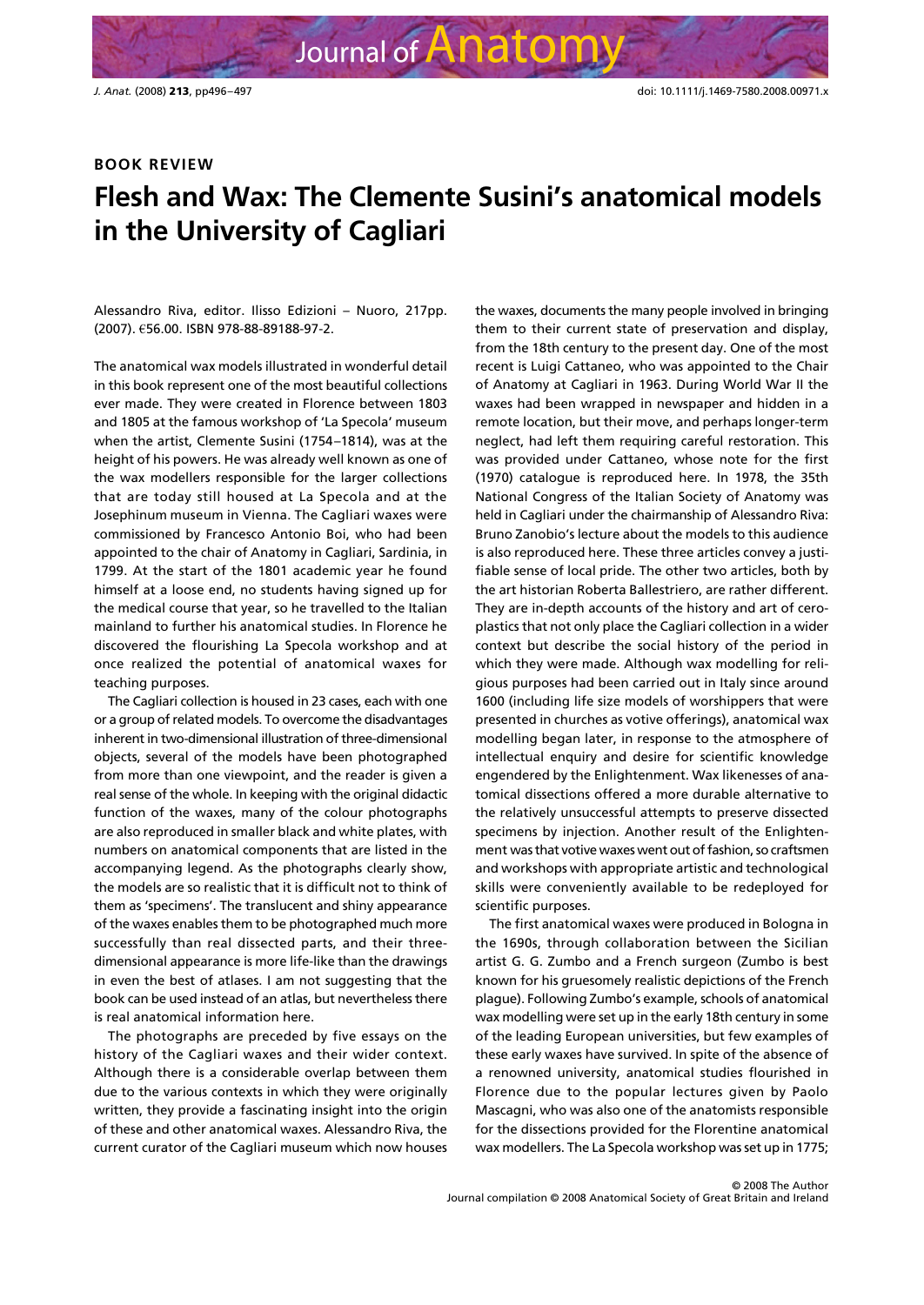**BOOK REVIEW**

# Flesh and Wax: The Clemente Susini's anatomical models in the University of Cagliari

Alessandro Riva, editor. Ilisso Edizioni – Nuoro, 217pp. (2007). €56.00. ISBN 978-88-89188-97-2.

The anatomical wax models illustrated in wonderful detail in this book represent one of the most beautiful collections ever made. They were created in Florence between 1803 and 1805 at the famous workshop of 'La Specola' museum when the artist, Clemente Susini (1754–1814), was at the height of his powers. He was already well known as one of the wax modellers responsible for the larger collections that are today still housed at La Specola and at the Josephinum museum in Vienna. The Cagliari waxes were commissioned by Francesco Antonio Boi, who had been appointed to the chair of Anatomy in Cagliari, Sardinia, in 1799. At the start of the 1801 academic year he found himself at a loose end, no students having signed up for the medical course that year, so he travelled to the Italian mainland to further his anatomical studies. In Florence he discovered the flourishing La Specola workshop and at once realized the potential of anatomical waxes for teaching purposes.

The Cagliari collection is housed in 23 cases, each with one or a group of related models. To overcome the disadvantages inherent in two-dimensional illustration of three-dimensional objects, several of the models have been photographed from more than one viewpoint, and the reader is given a real sense of the whole. In keeping with the original didactic function of the waxes, many of the colour photographs are also reproduced in smaller black and white plates, with numbers on anatomical components that are listed in the accompanying legend. As the photographs clearly show, the models are so realistic that it is difficult not to think of them as 'specimens'. The translucent and shiny appearance of the waxes enables them to be photographed much more successfully than real dissected parts, and their three-dimensional appearance is more life-like than the drawings in even the best of atlases. I am not suggesting that the book can be used instead of an atlas, but nevertheless there is real anatomical information here.

The photographs are preceded by five essays on the history of the Cagliari waxes and their wider context. Although there is a considerable overlap between them due to the various contexts in which they were originally written, they provide a fascinating insight into the origin of these and other anatomical waxes. Alessandro Riva, the current curator of the Cagliari museum which now houses the waxes, documents the many people involved in bringing them to their current state of preservation and display, from the 18th century to the present day. One of the most recent is Luigi Cattaneo, who was appointed to the Chair of Anatomy at Cagliari in 1963. During World War II the waxes had been wrapped in newspaper and hidden in a remote location, but their move, and perhaps longer-term neglect, had left them requiring careful restoration. This was provided under Cattaneo, whose note for the first (1970) catalogue is reproduced here. In 1978, the 35th National Congress of the Italian Society of Anatomy was held in Cagliari under the chairmanship of Alessandro Riva: Bruno Zanobio's lecture about the models to this audience is also reproduced here. These three articles convey a justifiable sense of local pride. The other two articles, both by the art historian Roberta Ballestriero, are rather different. They are in-depth accounts of the history and art of ceroplastics that not only place the Cagliari collection in a wider context but describe the social history of the period in which they were made. Although wax modelling for religious purposes had been carried out in Italy since around 1600 (including life size models of worshippers that were presented in churches as votive offerings), anatomical wax modelling began later, in response to the atmosphere of intellectual enquiry and desire for scientific knowledge engendered by the Enlightenment. Wax likenesses of anatomical dissections offered a more durable alternative to the relatively unsuccessful attempts to preserve dissected specimens by injection. Another result of the Enlightenment was that votive waxes went out of fashion, so craftsmen and workshops with appropriate artistic and technological skills were conveniently available to be redeployed for scientific purposes.

The first anatomical waxes were produced in Bologna in the 1690s, through collaboration between the Sicilian artist G. G. Zumbo and a French surgeon (Zumbo is best known for his gruesomely realistic depictions of the French plague). Following Zumbo's example, schools of anatomical wax modelling were set up in the early 18th century in some of the leading European universities, but few examples of these early waxes have survived. In spite of the absence of a renowned university, anatomical studies flourished in Florence due to the popular lectures given by Paolo Mascagni, who was also one of the anatomists responsible for the dissections provided for the Florentine anatomical wax modellers. The La Specola workshop was set up in 1775;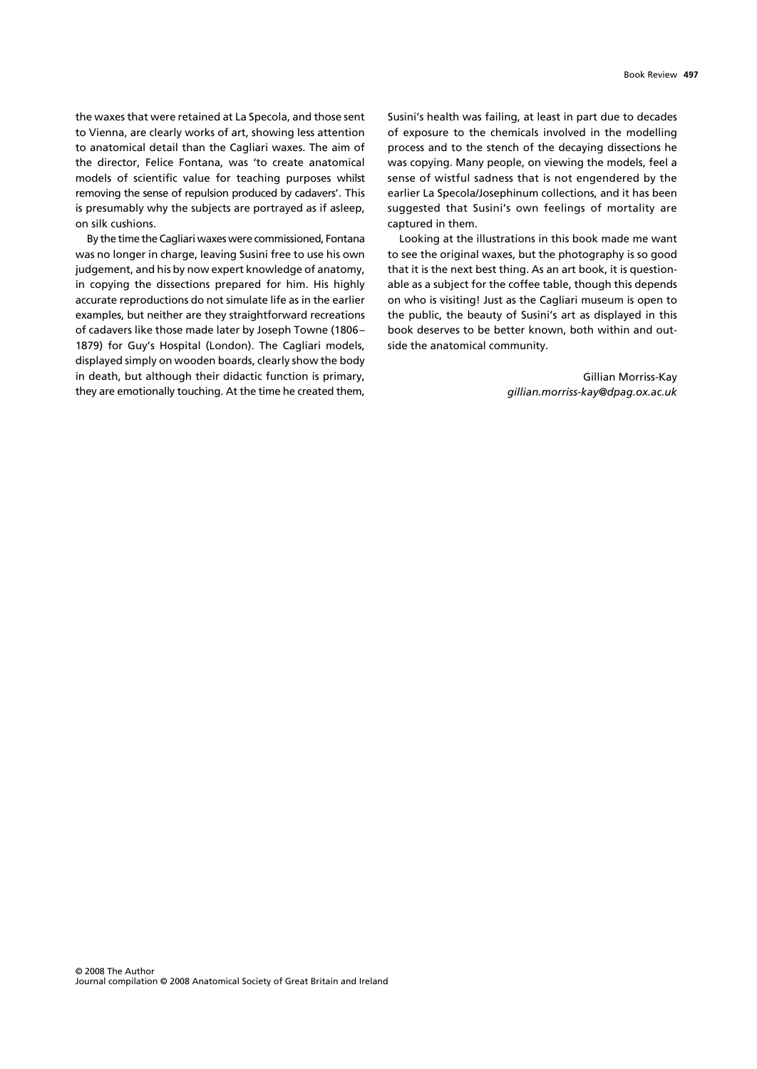the waxes that were retained at La Specola, and those sent to Vienna, are clearly works of art, showing less attention to anatomical detail than the Cagliari waxes. The aim of the director, Felice Fontana, was 'to create anatomical models of scientific value for teaching purposes whilst removing the sense of repulsion produced by cadavers'. This is presumably why the subjects are portrayed as if asleep, on silk cushions.

By the time the Cagliari waxes were commissioned, Fontana was no longer in charge, leaving Susini free to use his own judgement, and his by now expert knowledge of anatomy, in copying the dissections prepared for him. His highly accurate reproductions do not simulate life as in the earlier examples, but neither are they straightforward recreations of cadavers like those made later by Joseph Towne (1806–1879) for Guy's Hospital (London). The Cagliari models, displayed simply on wooden boards, clearly show the body in death, but although their didactic function is primary, they are emotionally touching. At the time he created them, Susini's health was failing, at least in part due to decades of exposure to the chemicals involved in the modelling process and to the stench of the decaying dissections he was copying. Many people, on viewing the models, feel a sense of wistful sadness that is not engendered by the earlier La Specola/Josephinum collections, and it has been suggested that Susini's own feelings of mortality are captured in them.

Looking at the illustrations in this book made me want to see the original waxes, but the photography is so good that it is the next best thing. As an art book, it is questionable as a subject for the coffee table, though this depends on who is visiting! Just as the Cagliari museum is open to the public, the beauty of Susini's art as displayed in this book deserves to be better known, both within and outside the anatomical community.

Gillian Morriss-Kay
*gillian.morriss-kay@dpag.ox.ac.uk*